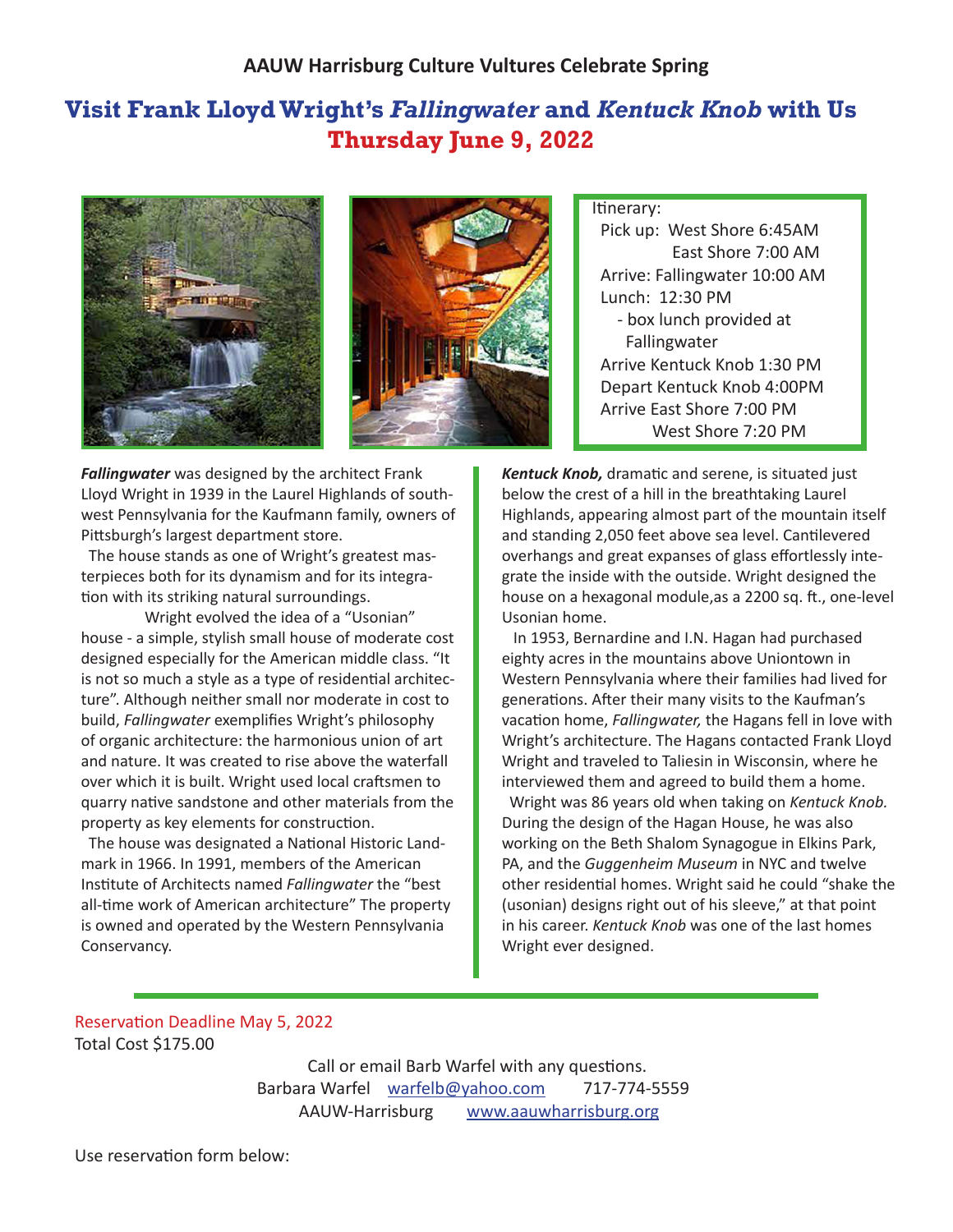**AAUW Harrisburg Culture Vultures Celebrate Spring**

# Visit Frank Lloyd Wright's *Fallingwater* and *Kentuck Knob* with Us

## Thursday June 9, 2022

Itinerary:

Pick up: West Shore 6:45AM
East Shore 7:00 AM
Arrive: Fallingwater 10:00 AM
Lunch: 12:30 PM
- box lunch provided at Fallingwater

Arrive Kentuck Knob 1:30 PM
Depart Kentuck Knob 4:00PM
Arrive East Shore 7:00 PM
West Shore 7:20 PM

***Fallingwater*** was designed by the architect Frank Lloyd Wright in 1939 in the Laurel Highlands of southwest Pennsylvania for the Kaufmann family, owners of Pittsburgh's largest department store.

The house stands as one of Wright's greatest masterpieces both for its dynamism and for its integration with its striking natural surroundings.

Wright evolved the idea of a "Usonian" house - a simple, stylish small house of moderate cost designed especially for the American middle class. "It is not so much a style as a type of residential architecture". Although neither small nor moderate in cost to build, *Fallingwater* exemplifies Wright's philosophy of organic architecture: the harmonious union of art and nature. It was created to rise above the waterfall over which it is built. Wright used local craftsmen to quarry native sandstone and other materials from the property as key elements for construction.

The house was designated a National Historic Landmark in 1966. In 1991, members of the American Institute of Architects named *Fallingwater* the "best all-time work of American architecture" The property is owned and operated by the Western Pennsylvania Conservancy.

***Kentuck Knob,*** dramatic and serene, is situated just below the crest of a hill in the breathtaking Laurel Highlands, appearing almost part of the mountain itself and standing 2,050 feet above sea level. Cantilevered overhangs and great expanses of glass effortlessly integrate the inside with the outside. Wright designed the house on a hexagonal module,as a 2200 sq. ft., one-level Usonian home.

In 1953, Bernardine and I.N. Hagan had purchased eighty acres in the mountains above Uniontown in Western Pennsylvania where their families had lived for generations. After their many visits to the Kaufman's vacation home, *Fallingwater,* the Hagans fell in love with Wright's architecture. The Hagans contacted Frank Lloyd Wright and traveled to Taliesin in Wisconsin, where he interviewed them and agreed to build them a home.

Wright was 86 years old when taking on *Kentuck Knob.* During the design of the Hagan House, he was also working on the Beth Shalom Synagogue in Elkins Park, PA, and the *Guggenheim Museum* in NYC and twelve other residential homes. Wright said he could "shake the (usonian) designs right out of his sleeve," at that point in his career. *Kentuck Knob* was one of the last homes Wright ever designed.

---

Reservation Deadline May 5, 2022
Total Cost $175.00

Call or email Barb Warfel with any questions.
Barbara Warfel [warfelb@yahoo.com](mailto:warfelb@yahoo.com) 717-774-5559
AAUW-Harrisburg [www.aauwharrisburg.org](http://www.aauwharrisburg.org)

Use reservation form below: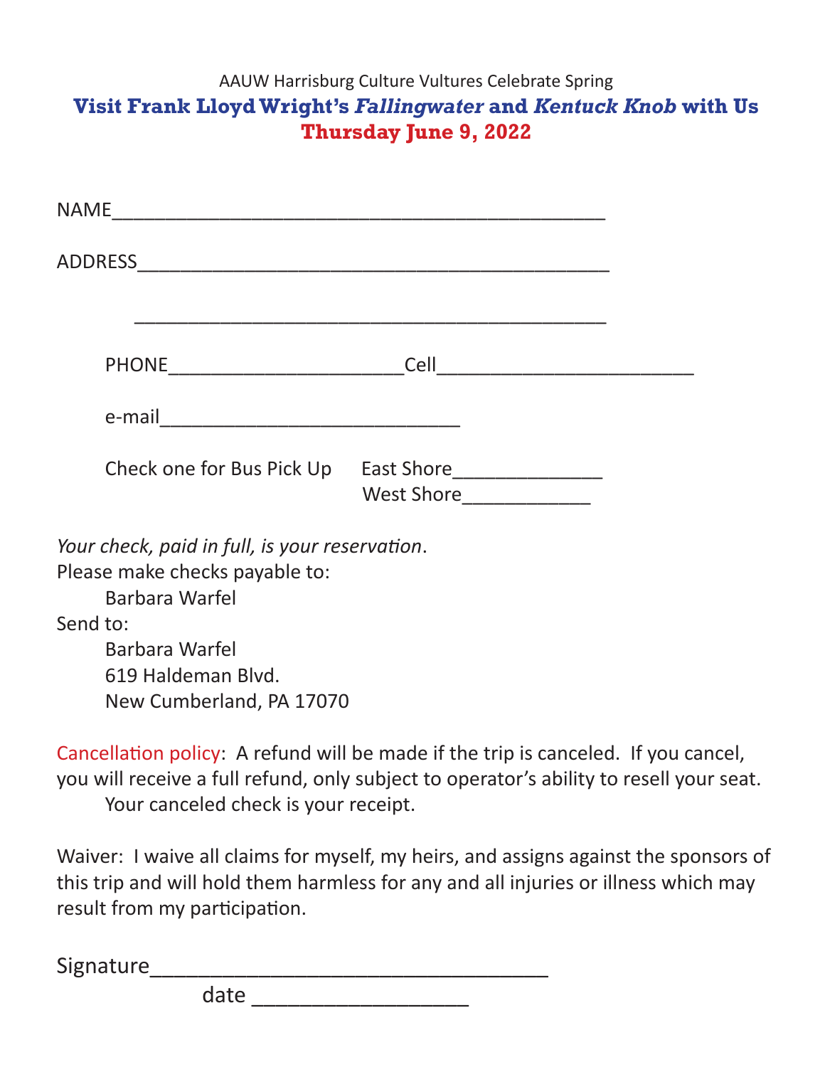AAUW Harrisburg Culture Vultures Celebrate Spring

# Visit Frank Lloyd Wright's *Fallingwater* and *Kentuck Knob* with Us

## Thursday June 9, 2022

NAME_____________________________________________

ADDRESS___________________________________________

___________________________________________

PHONE_____________________Cell_______________________

e-mail___________________________

Check one for Bus Pick Up East Shore______________
West Shore____________

*Your check, paid in full, is your reservation*.

Please make checks payable to:
Barbara Warfel

Send to:
Barbara Warfel
619 Haldeman Blvd.
New Cumberland, PA 17070

Cancellation policy: A refund will be made if the trip is canceled. If you cancel, you will receive a full refund, only subject to operator's ability to resell your seat. Your canceled check is your receipt.

Waiver: I waive all claims for myself, my heirs, and assigns against the sponsors of this trip and will hold them harmless for any and all injuries or illness which may result from my participation.

Signature___________________________________

date ___________________